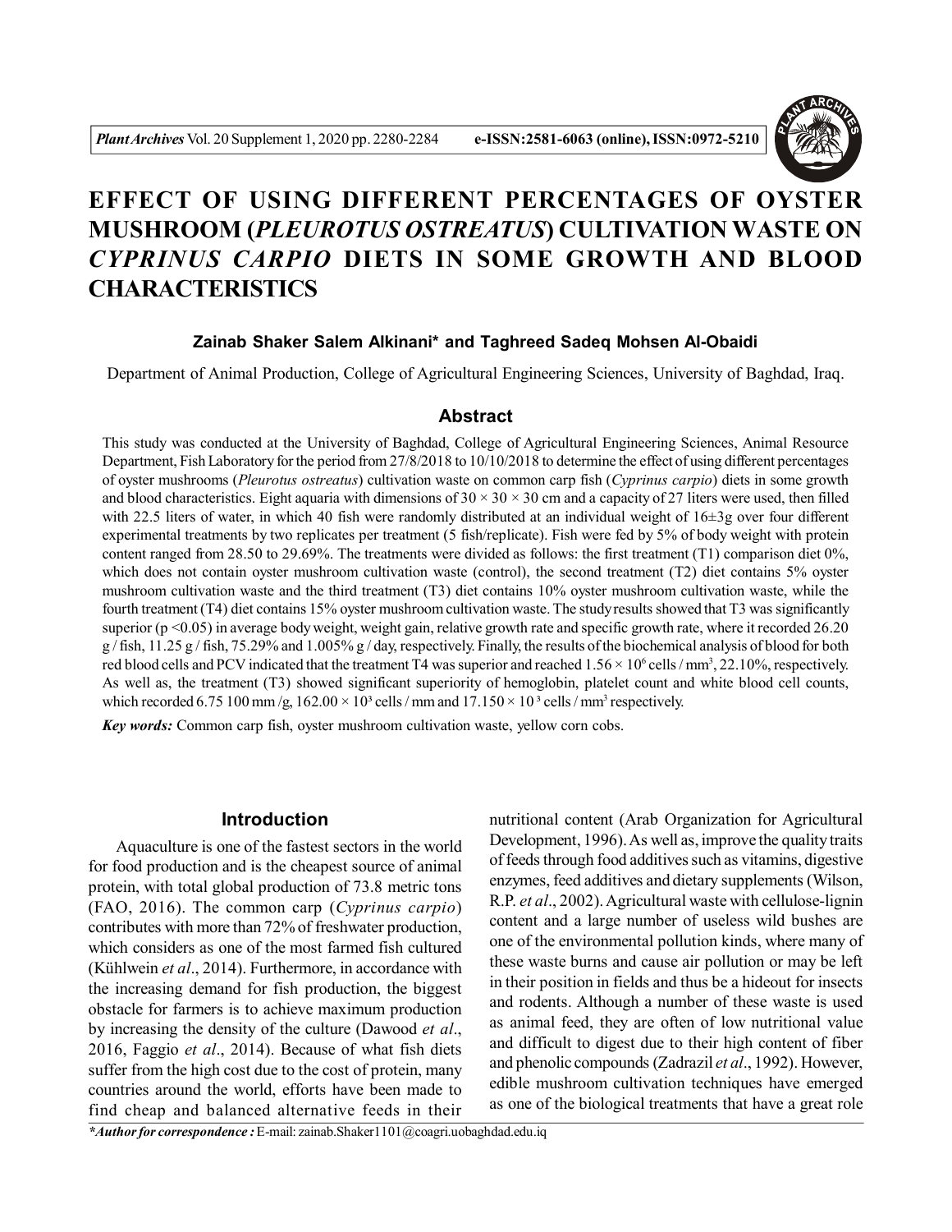# EFFECT OF USING DIFFERENT PERCENTAGES OF OYSTER MUSHROOM (*PLEUROTUS OSTREATUS*) CULTIVATION WASTE ON *CYPRINUS CARPIO* DIETS IN SOME GROWTH AND BLOOD CHARACTERISTICS

**Zainab Shaker Salem Alkinani\* and Taghreed Sadeq Mohsen Al-Obaidi**

Department of Animal Production, College of Agricultural Engineering Sciences, University of Baghdad, Iraq.

## Abstract

This study was conducted at the University of Baghdad, College of Agricultural Engineering Sciences, Animal Resource Department, Fish Laboratory for the period from 27/8/2018 to 10/10/2018 to determine the effect of using different percentages of oyster mushrooms (*Pleurotus ostreatus*) cultivation waste on common carp fish (*Cyprinus carpio*) diets in some growth and blood characteristics. Eight aquaria with dimensions of 30 × 30 × 30 cm and a capacity of 27 liters were used, then filled with 22.5 liters of water, in which 40 fish were randomly distributed at an individual weight of 16±3g over four different experimental treatments by two replicates per treatment (5 fish/replicate). Fish were fed by 5% of body weight with protein content ranged from 28.50 to 29.69%. The treatments were divided as follows: the first treatment (T1) comparison diet 0%, which does not contain oyster mushroom cultivation waste (control), the second treatment (T2) diet contains 5% oyster mushroom cultivation waste and the third treatment (T3) diet contains 10% oyster mushroom cultivation waste, while the fourth treatment (T4) diet contains 15% oyster mushroom cultivation waste. The study results showed that T3 was significantly superior ($p < 0.05$) in average body weight, weight gain, relative growth rate and specific growth rate, where it recorded 26.20 g / fish, 11.25 g / fish, 75.29% and 1.005% g / day, respectively. Finally, the results of the biochemical analysis of blood for both red blood cells and PCV indicated that the treatment T4 was superior and reached $1.56 \times 10^6$ cells / mm$^3$, 22.10%, respectively. As well as, the treatment (T3) showed significant superiority of hemoglobin, platelet count and white blood cell counts, which recorded 6.75 100 mm /g, $162.00 \times 10^3$ cells / mm and $17.150 \times 10^3$ cells / mm$^3$ respectively.

***Key words:*** Common carp fish, oyster mushroom cultivation waste, yellow corn cobs.

## Introduction

Aquaculture is one of the fastest sectors in the world for food production and is the cheapest source of animal protein, with total global production of 73.8 metric tons (FAO, 2016). The common carp (*Cyprinus carpio*) contributes with more than 72% of freshwater production, which considers as one of the most farmed fish cultured (Kühlwein *et al*., 2014). Furthermore, in accordance with the increasing demand for fish production, the biggest obstacle for farmers is to achieve maximum production by increasing the density of the culture (Dawood *et al*., 2016, Faggio *et al*., 2014). Because of what fish diets suffer from the high cost due to the cost of protein, many countries around the world, efforts have been made to find cheap and balanced alternative feeds in their nutritional content (Arab Organization for Agricultural Development, 1996). As well as, improve the quality traits of feeds through food additives such as vitamins, digestive enzymes, feed additives and dietary supplements (Wilson, R.P. *et al*., 2002). Agricultural waste with cellulose-lignin content and a large number of useless wild bushes are one of the environmental pollution kinds, where many of these waste burns and cause air pollution or may be left in their position in fields and thus be a hideout for insects and rodents. Although a number of these waste is used as animal feed, they are often of low nutritional value and difficult to digest due to their high content of fiber and phenolic compounds (Zadrazil *et al*., 1992). However, edible mushroom cultivation techniques have emerged as one of the biological treatments that have a great role

***\*Author for correspondence :*** E-mail: zainab.Shaker1101@coagri.uobaghdad.edu.iq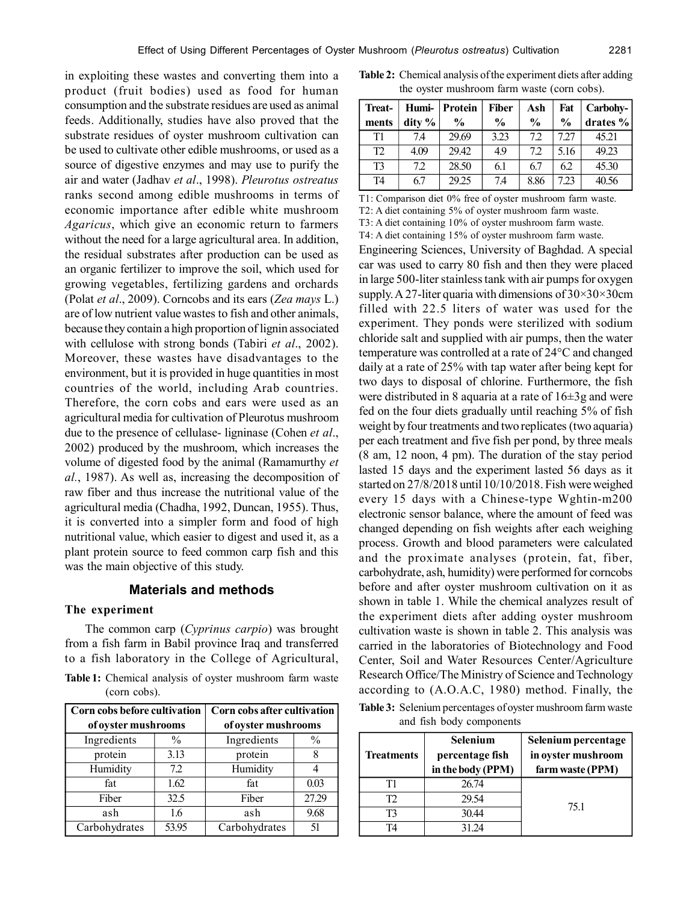in exploiting these wastes and converting them into a product (fruit bodies) used as food for human consumption and the substrate residues are used as animal feeds. Additionally, studies have also proved that the substrate residues of oyster mushroom cultivation can be used to cultivate other edible mushrooms, or used as a source of digestive enzymes and may use to purify the air and water (Jadhav *et al*., 1998). *Pleurotus ostreatus* ranks second among edible mushrooms in terms of economic importance after edible white mushroom *Agaricus*, which give an economic return to farmers without the need for a large agricultural area. In addition, the residual substrates after production can be used as an organic fertilizer to improve the soil, which used for growing vegetables, fertilizing gardens and orchards (Polat *et al*., 2009). Corncobs and its ears (*Zea mays* L.) are of low nutrient value wastes to fish and other animals, because they contain a high proportion of lignin associated with cellulose with strong bonds (Tabiri *et al*., 2002). Moreover, these wastes have disadvantages to the environment, but it is provided in huge quantities in most countries of the world, including Arab countries. Therefore, the corn cobs and ears were used as an agricultural media for cultivation of Pleurotus mushroom due to the presence of cellulase- ligninase (Cohen *et al*., 2002) produced by the mushroom, which increases the volume of digested food by the animal (Ramamurthy *et al.*, 1987). As well as, increasing the decomposition of raw fiber and thus increase the nutritional value of the agricultural media (Chadha, 1992, Duncan, 1955). Thus, it is converted into a simpler form and food of high nutritional value, which easier to digest and used it, as a plant protein source to feed common carp fish and this was the main objective of this study.

## Materials and methods

### The experiment

The common carp (*Cyprinus carpio*) was brought from a fish farm in Babil province Iraq and transferred to a fish laboratory in the College of Agricultural, Engineering Sciences, University of Baghdad. A special car was used to carry 80 fish and then they were placed in large 500-liter stainless tank with air pumps for oxygen supply. A 27-liter quaria with dimensions of 30×30×30cm filled with 22.5 liters of water was used for the experiment. They ponds were sterilized with sodium chloride salt and supplied with air pumps, then the water temperature was controlled at a rate of 24°C and changed daily at a rate of 25% with tap water after being kept for two days to disposal of chlorine. Furthermore, the fish were distributed in 8 aquaria at a rate of 16±3g and were fed on the four diets gradually until reaching 5% of fish weight by four treatments and two replicates (two aquaria) per each treatment and five fish per pond, by three meals (8 am, 12 noon, 4 pm). The duration of the stay period lasted 15 days and the experiment lasted 56 days as it started on 27/8/2018 until 10/10/2018. Fish were weighed every 15 days with a Chinese-type Wghtin-m200 electronic sensor balance, where the amount of feed was changed depending on fish weights after each weighing process. Growth and blood parameters were calculated and the proximate analyses (protein, fat, fiber, carbohydrate, ash, humidity) were performed for corncobs before and after oyster mushroom cultivation on it as shown in table 1. While the chemical analyzes result of the experiment diets after adding oyster mushroom cultivation waste is shown in table 2. This analysis was carried in the laboratories of Biotechnology and Food Center, Soil and Water Resources Center/Agriculture Research Office/The Ministry of Science and Technology according to (A.O.A.C, 1980) method. Finally, the

**Table 1:** Chemical analysis of oyster mushroom farm waste (corn cobs).

| Corn cobs before cultivation of oyster mushrooms | | Corn cobs after cultivation of oyster mushrooms | |
|---|---|---|---|
| Ingredients | % | Ingredients | % |
| protein | 3.13 | protein | 8 |
| Humidity | 7.2 | Humidity | 4 |
| fat | 1.62 | fat | 0.03 |
| Fiber | 32.5 | Fiber | 27.29 |
| ash | 1.6 | ash | 9.68 |
| Carbohydrates | 53.95 | Carbohydrates | 51 |

**Table 2:** Chemical analysis of the experiment diets after adding the oyster mushroom farm waste (corn cobs).

| Treat-ments | Humi-dity % | Protein % | Fiber % | Ash % | Fat % | Carbohy-drates % |
|---|---|---|---|---|---|---|
| T1 | 7.4 | 29.69 | 3.23 | 7.2 | 7.27 | 45.21 |
| T2 | 4.09 | 29.42 | 4.9 | 7.2 | 5.16 | 49.23 |
| T3 | 7.2 | 28.50 | 6.1 | 6.7 | 6.2 | 45.30 |
| T4 | 6.7 | 29.25 | 7.4 | 8.86 | 7.23 | 40.56 |

T1: Comparison diet 0% free of oyster mushroom farm waste.
T2: A diet containing 5% of oyster mushroom farm waste.
T3: A diet containing 10% of oyster mushroom farm waste.
T4: A diet containing 15% of oyster mushroom farm waste.

**Table 3:** Selenium percentages of oyster mushroom farm waste and fish body components

| Treatments | Selenium percentage fish in the body (PPM) | Selenium percentage in oyster mushroom farm waste (PPM) |
|---|---|---|
| T1 | 26.74 | 75.1 |
| T2 | 29.54 | |
| T3 | 30.44 | |
| T4 | 31.24 | |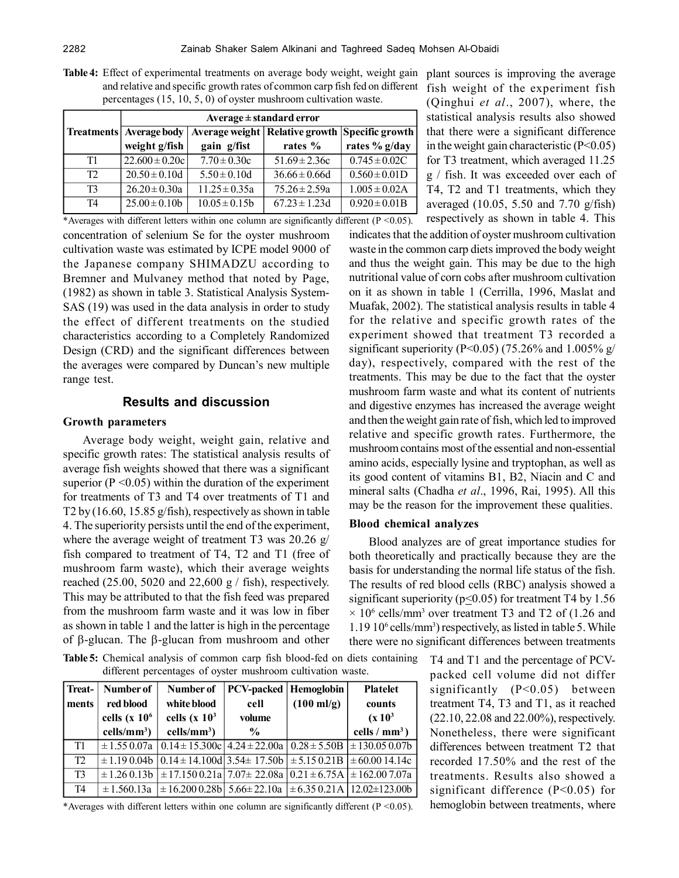**Table 4:** Effect of experimental treatments on average body weight, weight gain and relative and specific growth rates of common carp fish fed on different percentages (15, 10, 5, 0) of oyster mushroom cultivation waste.

| Treatments | Average ± standard error | | | |
|---|---|---|---|---|
| | Average body weight g/fish | Average weight gain g/fist | Relative growth rates % | Specific growth rates % g/day |
| T1 | 22.600 ± 0.20c | 7.70 ± 0.30c | 51.69 ± 2.36c | 0.745 ± 0.02C |
| T2 | 20.50 ± 0.10d | 5.50 ± 0.10d | 36.66 ± 0.66d | 0.560 ± 0.01D |
| T3 | 26.20 ± 0.30a | 11.25 ± 0.35a | 75.26 ± 2.59a | 1.005 ± 0.02A |
| T4 | 25.00 ± 0.10b | 10.05 ± 0.15b | 67.23 ± 1.23d | 0.920 ± 0.01B |

*Averages with different letters within one column are significantly different ($P < 0.05$).

concentration of selenium Se for the oyster mushroom cultivation waste was estimated by ICPE model 9000 of the Japanese company SHIMADZU according to Bremner and Mulvaney method that noted by Page, (1982) as shown in table 3. Statistical Analysis System-SAS (19) was used in the data analysis in order to study the effect of different treatments on the studied characteristics according to a Completely Randomized Design (CRD) and the significant differences between the averages were compared by Duncan's new multiple range test.

## Results and discussion

### Growth parameters

Average body weight, weight gain, relative and specific growth rates: The statistical analysis results of average fish weights showed that there was a significant superior ($P < 0.05$) within the duration of the experiment for treatments of T3 and T4 over treatments of T1 and T2 by (16.60, 15.85 g/fish), respectively as shown in table 4. The superiority persists until the end of the experiment, where the average weight of treatment T3 was 20.26 g/ fish compared to treatment of T4, T2 and T1 (free of mushroom farm waste), which their average weights reached (25.00, 5020 and 22,600 g / fish), respectively. This may be attributed to that the fish feed was prepared from the mushroom farm waste and it was low in fiber as shown in table 1 and the latter is high in the percentage of β-glucan. The β-glucan from mushroom and other plant sources is improving the average fish weight of the experiment fish (Qinghui *et al*., 2007), where, the statistical analysis results also showed that there were a significant difference in the weight gain characteristic ($P < 0.05$) for T3 treatment, which averaged 11.25 g / fish. It was exceeded over each of T4, T2 and T1 treatments, which they averaged (10.05, 5.50 and 7.70 g/fish) respectively as shown in table 4. This indicates that the addition of oyster mushroom cultivation waste in the common carp diets improved the body weight and thus the weight gain. This may be due to the high nutritional value of corn cobs after mushroom cultivation on it as shown in table 1 (Cerrilla, 1996, Maslat and Muafak, 2002). The statistical analysis results in table 4 for the relative and specific growth rates of the experiment showed that treatment T3 recorded a significant superiority ($P < 0.05$) (75.26% and 1.005% g/ day), respectively, compared with the rest of the treatments. This may be due to the fact that the oyster mushroom farm waste and what its content of nutrients and digestive enzymes has increased the average weight and then the weight gain rate of fish, which led to improved relative and specific growth rates. Furthermore, the mushroom contains most of the essential and non-essential amino acids, especially lysine and tryptophan, as well as its good content of vitamins B1, B2, Niacin and C and mineral salts (Chadha *et al*., 1996, Rai, 1995). All this may be the reason for the improvement these qualities.

### Blood chemical analyzes

Blood analyzes are of great importance studies for both theoretically and practically because they are the basis for understanding the normal life status of the fish. The results of red blood cells (RBC) analysis showed a significant superiority ($p \leq 0.05$) for treatment T4 by 1.56 $\times 10^6$ cells/mm$^3$ over treatment T3 and T2 of (1.26 and 1.19 $10^6$ cells/mm$^3$) respectively, as listed in table 5. While there were no significant differences between treatments T4 and T1 and the percentage of PCV-packed cell volume did not differ significantly ($P < 0.05$) between treatment T4, T3 and T1, as it reached (22.10, 22.08 and 22.00%), respectively. Nonetheless, there were significant differences between treatment T2 that recorded 17.50% and the rest of the treatments. Results also showed a significant difference ($P < 0.05$) for hemoglobin between treatments, where

**Table 5:** Chemical analysis of common carp fish blood-fed on diets containing different percentages of oyster mushroom cultivation waste.

| Treatments | Number of red blood cells (x $10^6$ cells/mm$^3$) | Number of white blood cells (x $10^3$ cells/mm$^3$) | PCV-packed cell volume % | Hemoglobin (100 ml/g) | Platelet counts (x $10^3$ cells / mm$^3$) |
|---|---|---|---|---|---|
| T1 | ± 1.55 0.07a | 0.14 ± 15.300c | 4.24 ± 22.00a | 0.28 ± 5.50B | ± 130.05 0.07b |
| T2 | ± 1.19 0.04b | 0.14 ± 14.100d | 3.54 ± 17.50b | ± 5.15 0.21B | ± 60.00 14.14c |
| T3 | ± 1.26 0.13b | ± 17.150 0.21a | 7.07 ± 22.08a | 0.21 ± 6.75A | ± 162.00 7.07a |
| T4 | ± 1.560.13a | ± 16.200 0.28b | 5.66 ± 22.10a | ± 6.35 0.21A | 12.02±123.00b |

*Averages with different letters within one column are significantly different ($P < 0.05$).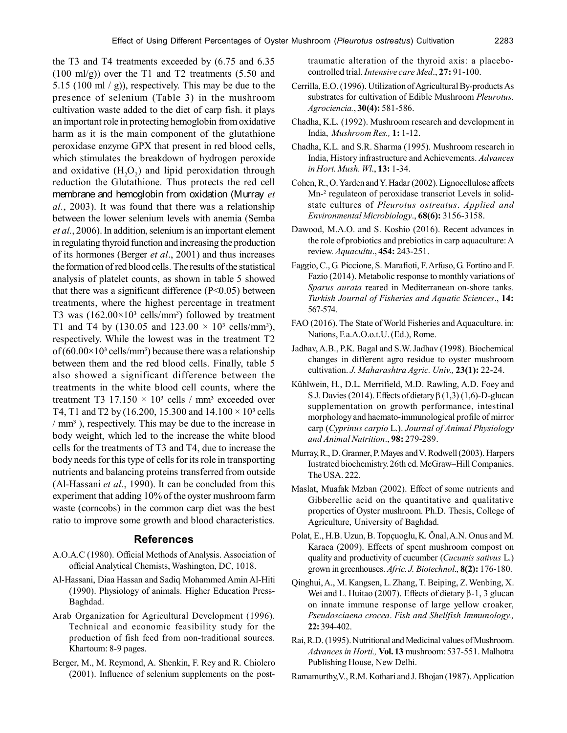the T3 and T4 treatments exceeded by (6.75 and 6.35 (100 ml/g)) over the T1 and T2 treatments (5.50 and 5.15 (100 ml / g)), respectively. This may be due to the presence of selenium (Table 3) in the mushroom cultivation waste added to the diet of carp fish. it plays an important role in protecting hemoglobin from oxidative harm as it is the main component of the glutathione peroxidase enzyme GPX that present in red blood cells, which stimulates the breakdown of hydrogen peroxide and oxidative ($H_2O_2$) and lipid peroxidation through reduction the Glutathione. Thus protects the red cell membrane and hemoglobin from oxidation (Murray *et al.*, 2003). It was found that there was a relationship between the lower selenium levels with anemia (Semba *et al.*, 2006). In addition, selenium is an important element in regulating thyroid function and increasing the production of its hormones (Berger *et al*., 2001) and thus increases the formation of red blood cells. The results of the statistical analysis of platelet counts, as shown in table 5 showed that there was a significant difference ($P<0.05$) between treatments, where the highest percentage in treatment T3 was ($162.00 \times 10^3$ cells/mm$^3$) followed by treatment T1 and T4 by (130.05 and $123.00 \times 10^3$ cells/mm$^3$), respectively. While the lowest was in the treatment T2 of ($60.00 \times 10^3$ cells/mm$^3$) because there was a relationship between them and the red blood cells. Finally, table 5 also showed a significant difference between the treatments in the white blood cell counts, where the treatment T3 $17.150 \times 10^3$ cells / mm$^3$ exceeded over T4, T1 and T2 by (16.200, 15.300 and $14.100 \times 10^3$ cells / mm$^3$ ), respectively. This may be due to the increase in body weight, which led to the increase the white blood cells for the treatments of T3 and T4, due to increase the body needs for this type of cells for its role in transporting nutrients and balancing proteins transferred from outside (Al-Hassani *et al*., 1990). It can be concluded from this experiment that adding 10% of the oyster mushroom farm waste (corncobs) in the common carp diet was the best ratio to improve some growth and blood characteristics.

## References

A.O.A.C (1980). Official Methods of Analysis. Association of official Analytical Chemists, Washington, DC, 1018.

Al-Hassani, Diaa Hassan and Sadiq Mohammed Amin Al-Hiti (1990). Physiology of animals. Higher Education Press-Baghdad.

Arab Organization for Agricultural Development (1996). Technical and economic feasibility study for the production of fish feed from non-traditional sources. Khartoum: 8-9 pages.

Berger, M., M. Reymond, A. Shenkin, F. Rey and R. Chiolero (2001). Influence of selenium supplements on the post-traumatic alteration of the thyroid axis: a placebo-controlled trial. *Intensive care Med*., **27:** 91-100.

Cerrilla, E.O. (1996). Utilization of Agricultural By-products As substrates for cultivation of Edible Mushroom *Pleurotus. Agrociencia.*, **30(4):** 581-586.

Chadha, K.L. (1992). Mushroom research and development in India, *Mushroom Res.,* **1:** 1-12.

Chadha, K.L. and S.R. Sharma (1995). Mushroom research in India, History infrastructure and Achievements. *Advances in Hort. Mush. Wl*., **13:** 1-34.

Cohen, R., O. Yarden and Y. Hadar (2002). Lignocellulose affects Mn-² regulateon of peroxidase transcriot Levels in solid-state cultures of *Pleurotus ostreatus*. *Applied and Environmental Microbiology*., **68(6):** 3156-3158.

Dawood, M.A.O. and S. Koshio (2016). Recent advances in the role of probiotics and prebiotics in carp aquaculture: A review. *Aquacultu*., **454:** 243-251.

Faggio, C., G. Piccione, S. Marafioti, F. Arfuso, G. Fortino and F. Fazio (2014). Metabolic response to monthly variations of *Sparus aurata* reared in Mediterranean on-shore tanks. *Turkish Journal of Fisheries and Aquatic Sciences*., **14:** 567-574.

FAO (2016). The State of World Fisheries and Aquaculture. in: Nations, F.a.A.O.o.t.U. (Ed.), Rome.

Jadhav, A.B., P.K. Bagal and S.W. Jadhav (1998). Biochemical changes in different agro residue to oyster mushroom cultivation. *J. Maharashtra Agric. Univ.,* **23(1):** 22-24.

Kühlwein, H., D.L. Merrifield, M.D. Rawling, A.D. Foey and S.J. Davies (2014). Effects of dietary β (1,3) (1,6)-D-glucan supplementation on growth performance, intestinal morphology and haemato-immunological profile of mirror carp (*Cyprinus carpio* L.). *Journal of Animal Physiology and Animal Nutrition*., **98:** 279-289.

Murray, R., D. Granner, P. Mayes and V. Rodwell (2003). Harpers Iustrated biochemistry. 26th ed. McGraw–Hill Companies. The USA. 222.

Maslat, Muafak Mzban (2002). Effect of some nutrients and Gibberellic acid on the quantitative and qualitative properties of Oyster mushroom. Ph.D. Thesis, College of Agriculture, University of Baghdad.

Polat, E., H.B. Uzun, B. Topçuoglu, K. Önal, A.N. Onus and M. Karaca (2009). Effects of spent mushroom compost on quality and productivity of cucumber (*Cucumis sativus* L.) grown in greenhouses. *Afric. J. Biotechnol*., **8(2):** 176-180.

Qinghui, A., M. Kangsen, L. Zhang, T. Beiping, Z. Wenbing, X. Wei and L. Huitao (2007). Effects of dietary β-1, 3 glucan on innate immune response of large yellow croaker, *Pseudosciaena crocea*. *Fish and Shellfish Immunology.,* **22:** 394-402.

Rai, R.D. (1995). Nutritional and Medicinal values of Mushroom. *Advances in Horti.,* **Vol. 13** mushroom: 537-551. Malhotra Publishing House, New Delhi.

Ramamurthy,V., R.M. Kothari and J. Bhojan (1987). Application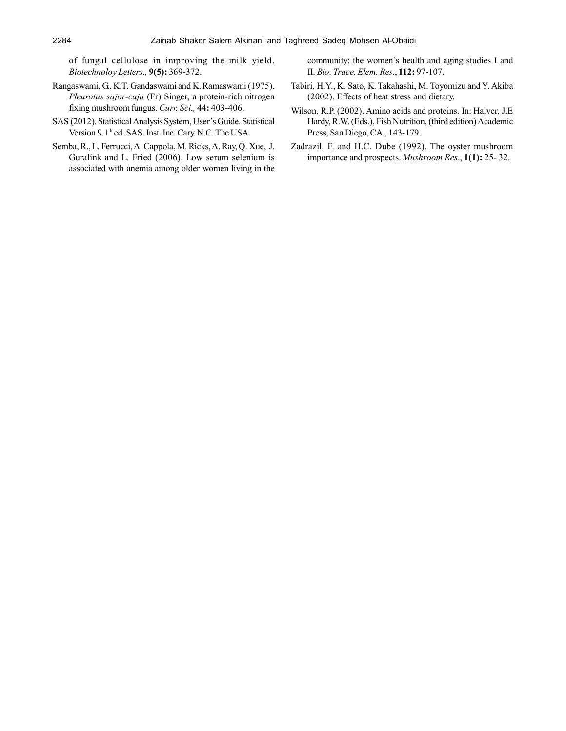of fungal cellulose in improving the milk yield. *Biotechnoloy Letters.,* **9(5):** 369-372.

Rangaswami, G., K.T. Gandaswami and K. Ramaswami (1975). *Pleurotus sajor-caju* (Fr) Singer, a protein-rich nitrogen fixing mushroom fungus. *Curr. Sci.,* **44:** 403-406.

SAS (2012). Statistical Analysis System, User's Guide. Statistical Version 9.1$^{th}$ ed. SAS. Inst. Inc. Cary. N.C. The USA.

Semba, R., L. Ferrucci, A. Cappola, M. Ricks, A. Ray, Q. Xue, J. Guralink and L. Fried (2006). Low serum selenium is associated with anemia among older women living in the community: the women's health and aging studies I and II. *Bio. Trace. Elem. Res*., **112:** 97-107.

Tabiri, H.Y., K. Sato, K. Takahashi, M. Toyomizu and Y. Akiba (2002). Effects of heat stress and dietary.

Wilson, R.P. (2002). Amino acids and proteins. In: Halver, J.E Hardy, R.W. (Eds.), Fish Nutrition, (third edition) Academic Press, San Diego, CA., 143-179.

Zadrazil, F. and H.C. Dube (1992). The oyster mushroom importance and prospects. *Mushroom Res*., **1(1):** 25- 32.